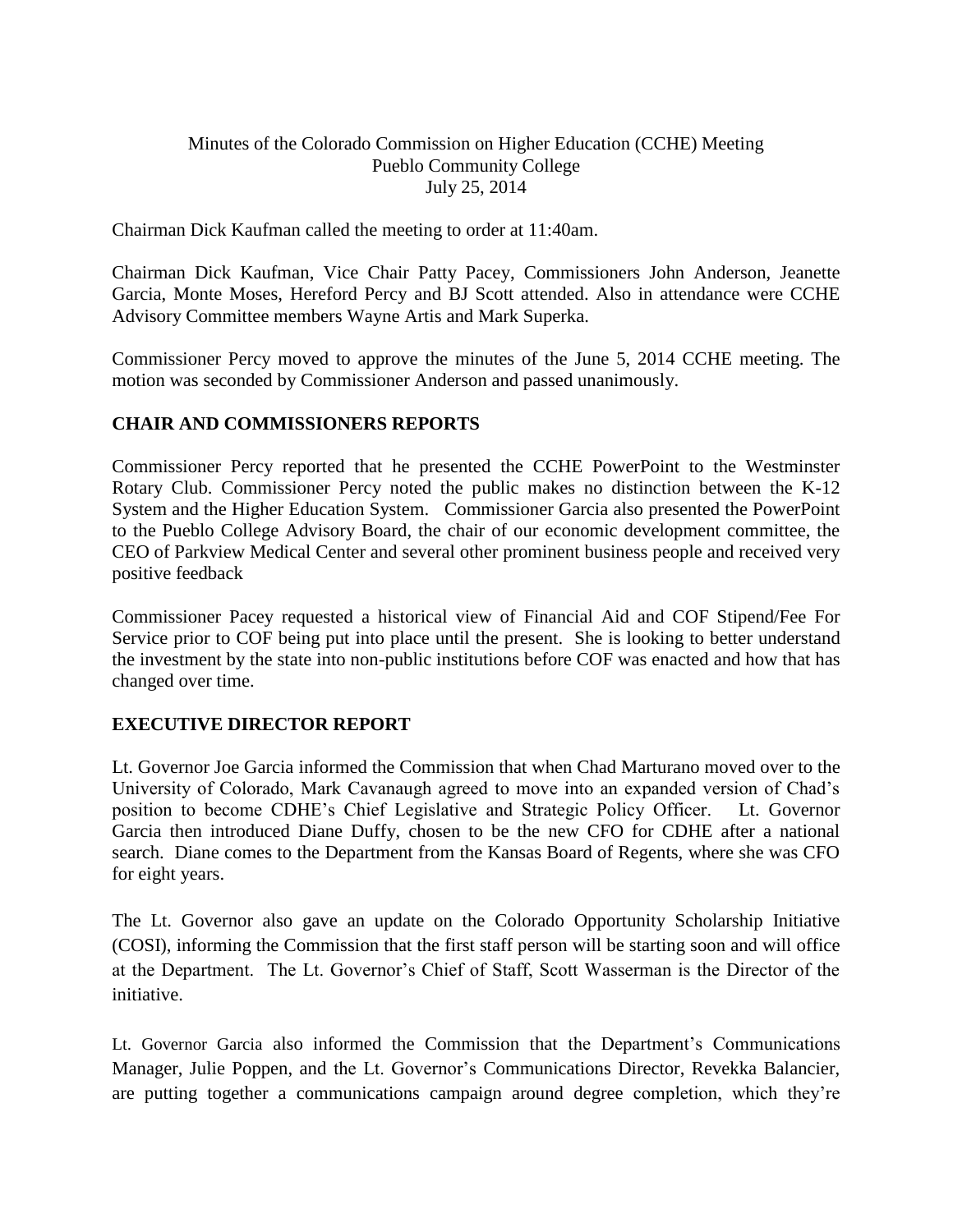Minutes of the Colorado Commission on Higher Education (CCHE) Meeting
Pueblo Community College
July 25, 2014

Chairman Dick Kaufman called the meeting to order at 11:40am.

Chairman Dick Kaufman, Vice Chair Patty Pacey, Commissioners John Anderson, Jeanette Garcia, Monte Moses, Hereford Percy and BJ Scott attended. Also in attendance were CCHE Advisory Committee members Wayne Artis and Mark Superka.

Commissioner Percy moved to approve the minutes of the June 5, 2014 CCHE meeting. The motion was seconded by Commissioner Anderson and passed unanimously.

## CHAIR AND COMMISSIONERS REPORTS

Commissioner Percy reported that he presented the CCHE PowerPoint to the Westminster Rotary Club. Commissioner Percy noted the public makes no distinction between the K-12 System and the Higher Education System. Commissioner Garcia also presented the PowerPoint to the Pueblo College Advisory Board, the chair of our economic development committee, the CEO of Parkview Medical Center and several other prominent business people and received very positive feedback

Commissioner Pacey requested a historical view of Financial Aid and COF Stipend/Fee For Service prior to COF being put into place until the present. She is looking to better understand the investment by the state into non-public institutions before COF was enacted and how that has changed over time.

## EXECUTIVE DIRECTOR REPORT

Lt. Governor Joe Garcia informed the Commission that when Chad Marturano moved over to the University of Colorado, Mark Cavanaugh agreed to move into an expanded version of Chad's position to become CDHE's Chief Legislative and Strategic Policy Officer. Lt. Governor Garcia then introduced Diane Duffy, chosen to be the new CFO for CDHE after a national search. Diane comes to the Department from the Kansas Board of Regents, where she was CFO for eight years.

The Lt. Governor also gave an update on the Colorado Opportunity Scholarship Initiative (COSI), informing the Commission that the first staff person will be starting soon and will office at the Department. The Lt. Governor's Chief of Staff, Scott Wasserman is the Director of the initiative.

Lt. Governor Garcia also informed the Commission that the Department's Communications Manager, Julie Poppen, and the Lt. Governor's Communications Director, Revekka Balancier, are putting together a communications campaign around degree completion, which they're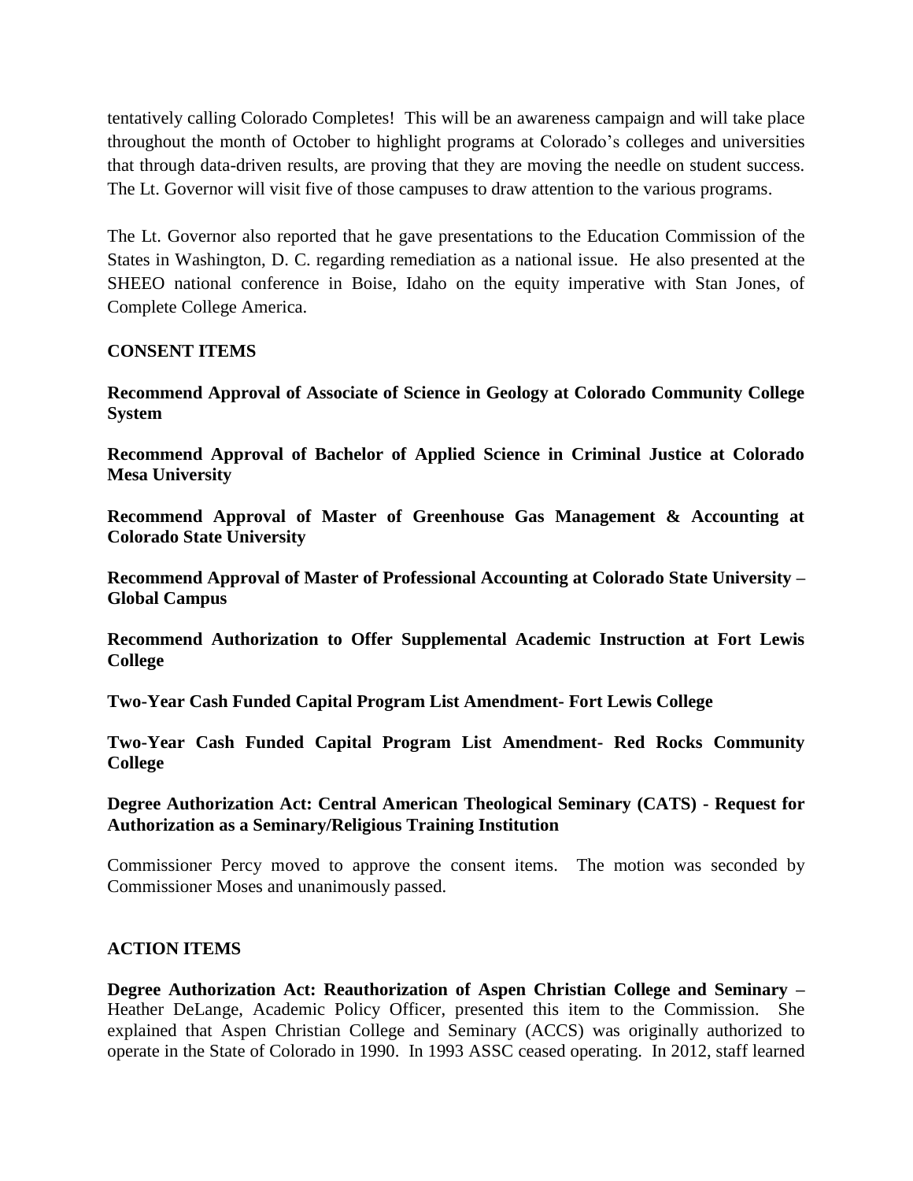tentatively calling Colorado Completes! This will be an awareness campaign and will take place throughout the month of October to highlight programs at Colorado's colleges and universities that through data-driven results, are proving that they are moving the needle on student success. The Lt. Governor will visit five of those campuses to draw attention to the various programs.

The Lt. Governor also reported that he gave presentations to the Education Commission of the States in Washington, D. C. regarding remediation as a national issue. He also presented at the SHEEO national conference in Boise, Idaho on the equity imperative with Stan Jones, of Complete College America.

## CONSENT ITEMS

**Recommend Approval of Associate of Science in Geology at Colorado Community College System**

**Recommend Approval of Bachelor of Applied Science in Criminal Justice at Colorado Mesa University**

**Recommend Approval of Master of Greenhouse Gas Management & Accounting at Colorado State University**

**Recommend Approval of Master of Professional Accounting at Colorado State University – Global Campus**

**Recommend Authorization to Offer Supplemental Academic Instruction at Fort Lewis College**

**Two-Year Cash Funded Capital Program List Amendment- Fort Lewis College**

**Two-Year Cash Funded Capital Program List Amendment- Red Rocks Community College**

**Degree Authorization Act: Central American Theological Seminary (CATS) - Request for Authorization as a Seminary/Religious Training Institution**

Commissioner Percy moved to approve the consent items. The motion was seconded by Commissioner Moses and unanimously passed.

## ACTION ITEMS

**Degree Authorization Act: Reauthorization of Aspen Christian College and Seminary –** Heather DeLange, Academic Policy Officer, presented this item to the Commission. She explained that Aspen Christian College and Seminary (ACCS) was originally authorized to operate in the State of Colorado in 1990. In 1993 ASSC ceased operating. In 2012, staff learned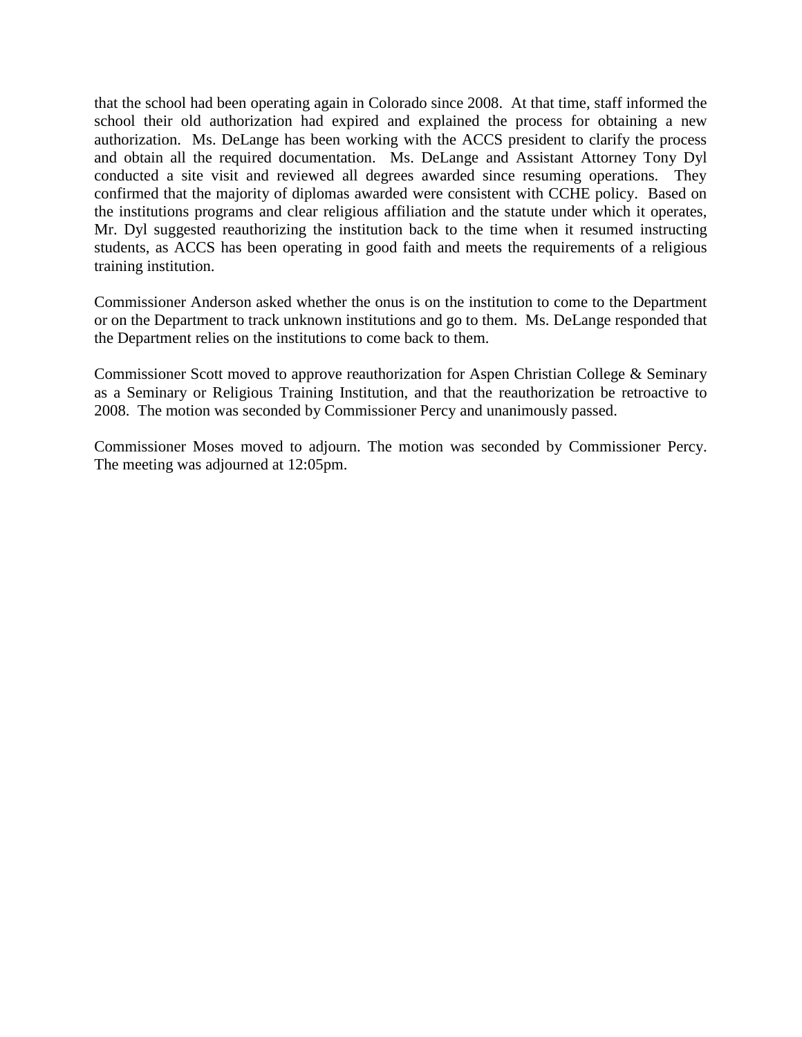that the school had been operating again in Colorado since 2008. At that time, staff informed the school their old authorization had expired and explained the process for obtaining a new authorization. Ms. DeLange has been working with the ACCS president to clarify the process and obtain all the required documentation. Ms. DeLange and Assistant Attorney Tony Dyl conducted a site visit and reviewed all degrees awarded since resuming operations. They confirmed that the majority of diplomas awarded were consistent with CCHE policy. Based on the institutions programs and clear religious affiliation and the statute under which it operates, Mr. Dyl suggested reauthorizing the institution back to the time when it resumed instructing students, as ACCS has been operating in good faith and meets the requirements of a religious training institution.

Commissioner Anderson asked whether the onus is on the institution to come to the Department or on the Department to track unknown institutions and go to them. Ms. DeLange responded that the Department relies on the institutions to come back to them.

Commissioner Scott moved to approve reauthorization for Aspen Christian College & Seminary as a Seminary or Religious Training Institution, and that the reauthorization be retroactive to 2008. The motion was seconded by Commissioner Percy and unanimously passed.

Commissioner Moses moved to adjourn. The motion was seconded by Commissioner Percy. The meeting was adjourned at 12:05pm.